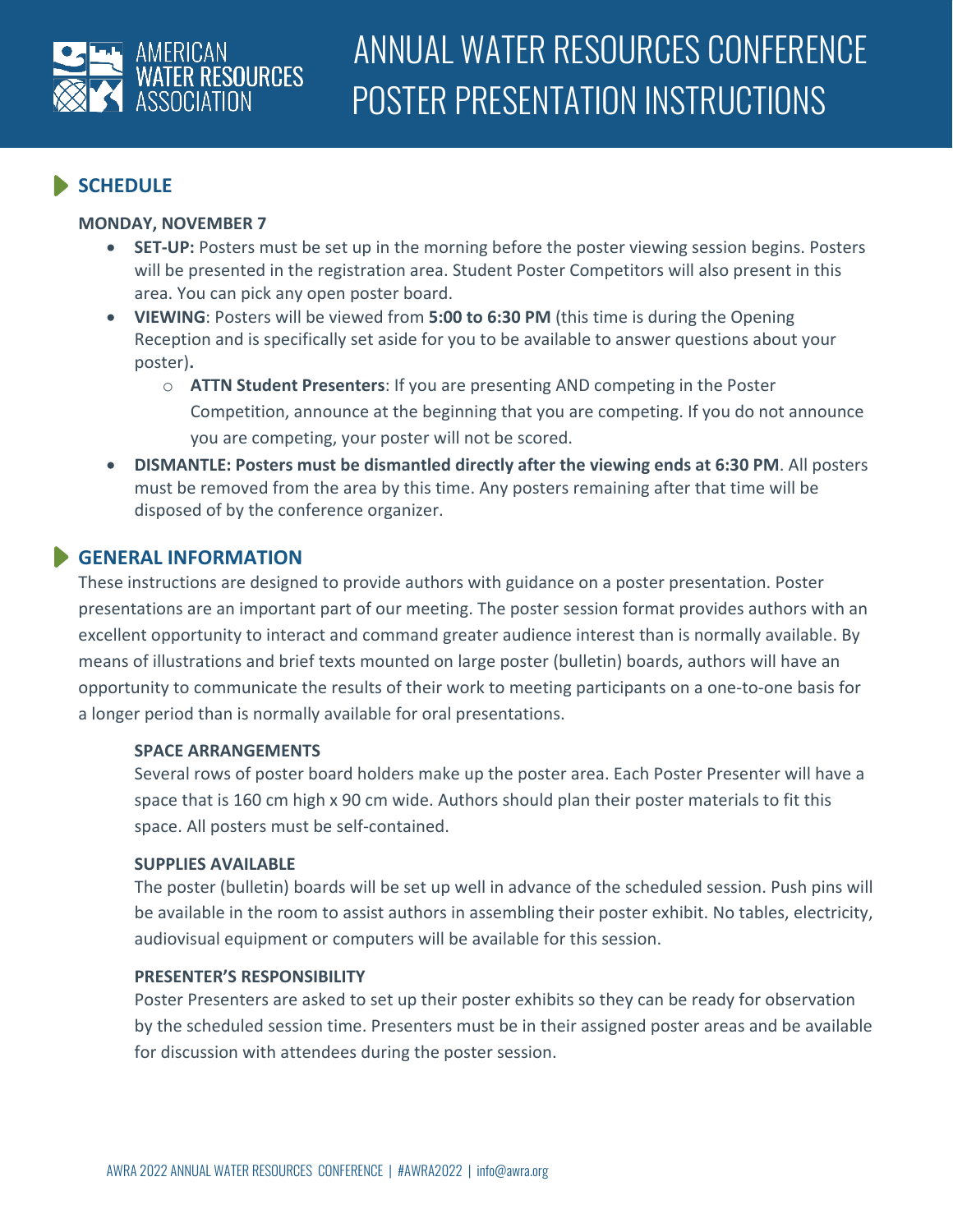AMERICAN WATER RESOURCES ASSOCIATION

# ANNUAL WATER RESOURCES CONFERENCE POSTER PRESENTATION INSTRUCTIONS

## SCHEDULE

**MONDAY, NOVEMBER 7**

- **SET-UP:** Posters must be set up in the morning before the poster viewing session begins. Posters will be presented in the registration area. Student Poster Competitors will also present in this area. You can pick any open poster board.
- **VIEWING**: Posters will be viewed from **5:00 to 6:30 PM** (this time is during the Opening Reception and is specifically set aside for you to be available to answer questions about your poster)**.**
  - **ATTN Student Presenters**: If you are presenting AND competing in the Poster Competition, announce at the beginning that you are competing. If you do not announce you are competing, your poster will not be scored.
- **DISMANTLE: Posters must be dismantled directly after the viewing ends at 6:30 PM**. All posters must be removed from the area by this time. Any posters remaining after that time will be disposed of by the conference organizer.

## GENERAL INFORMATION

These instructions are designed to provide authors with guidance on a poster presentation. Poster presentations are an important part of our meeting. The poster session format provides authors with an excellent opportunity to interact and command greater audience interest than is normally available. By means of illustrations and brief texts mounted on large poster (bulletin) boards, authors will have an opportunity to communicate the results of their work to meeting participants on a one-to-one basis for a longer period than is normally available for oral presentations.

### SPACE ARRANGEMENTS

Several rows of poster board holders make up the poster area. Each Poster Presenter will have a space that is 160 cm high x 90 cm wide. Authors should plan their poster materials to fit this space. All posters must be self-contained.

### SUPPLIES AVAILABLE

The poster (bulletin) boards will be set up well in advance of the scheduled session. Push pins will be available in the room to assist authors in assembling their poster exhibit. No tables, electricity, audiovisual equipment or computers will be available for this session.

### PRESENTER'S RESPONSIBILITY

Poster Presenters are asked to set up their poster exhibits so they can be ready for observation by the scheduled session time. Presenters must be in their assigned poster areas and be available for discussion with attendees during the poster session.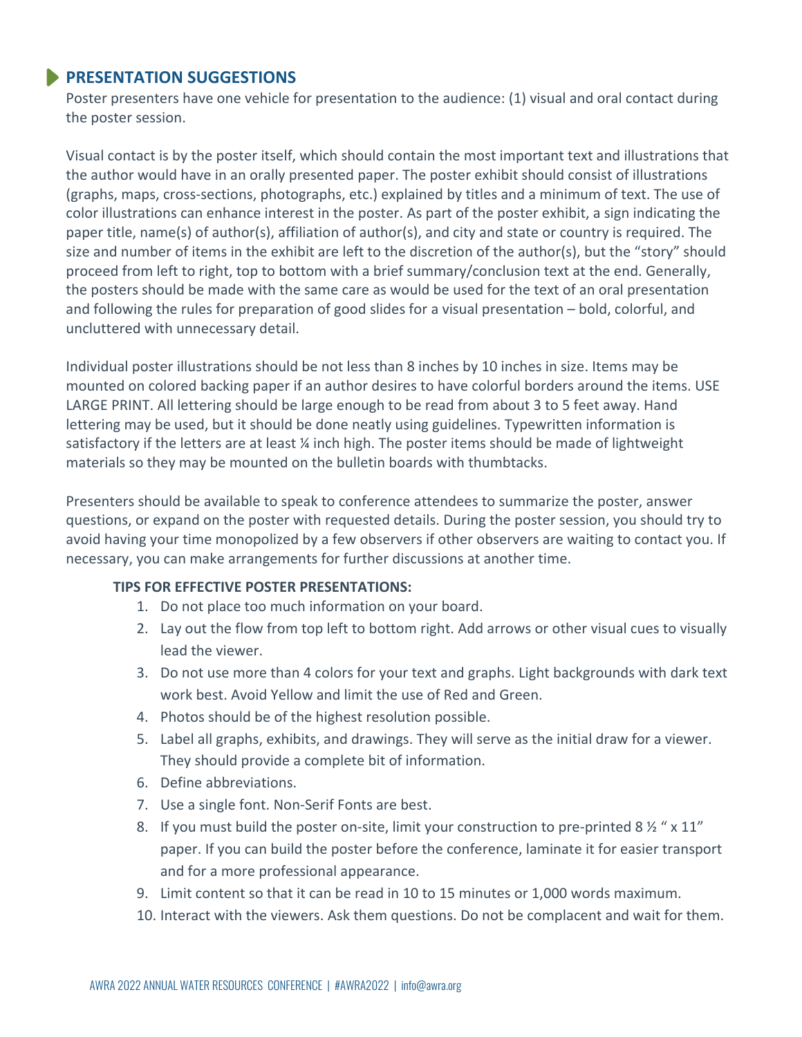## PRESENTATION SUGGESTIONS

Poster presenters have one vehicle for presentation to the audience: (1) visual and oral contact during the poster session.

Visual contact is by the poster itself, which should contain the most important text and illustrations that the author would have in an orally presented paper. The poster exhibit should consist of illustrations (graphs, maps, cross-sections, photographs, etc.) explained by titles and a minimum of text. The use of color illustrations can enhance interest in the poster. As part of the poster exhibit, a sign indicating the paper title, name(s) of author(s), affiliation of author(s), and city and state or country is required. The size and number of items in the exhibit are left to the discretion of the author(s), but the "story" should proceed from left to right, top to bottom with a brief summary/conclusion text at the end. Generally, the posters should be made with the same care as would be used for the text of an oral presentation and following the rules for preparation of good slides for a visual presentation – bold, colorful, and uncluttered with unnecessary detail.

Individual poster illustrations should be not less than 8 inches by 10 inches in size. Items may be mounted on colored backing paper if an author desires to have colorful borders around the items. USE LARGE PRINT. All lettering should be large enough to be read from about 3 to 5 feet away. Hand lettering may be used, but it should be done neatly using guidelines. Typewritten information is satisfactory if the letters are at least ¼ inch high. The poster items should be made of lightweight materials so they may be mounted on the bulletin boards with thumbtacks.

Presenters should be available to speak to conference attendees to summarize the poster, answer questions, or expand on the poster with requested details. During the poster session, you should try to avoid having your time monopolized by a few observers if other observers are waiting to contact you. If necessary, you can make arrangements for further discussions at another time.

**TIPS FOR EFFECTIVE POSTER PRESENTATIONS:**

1. Do not place too much information on your board.
2. Lay out the flow from top left to bottom right. Add arrows or other visual cues to visually lead the viewer.
3. Do not use more than 4 colors for your text and graphs. Light backgrounds with dark text work best. Avoid Yellow and limit the use of Red and Green.
4. Photos should be of the highest resolution possible.
5. Label all graphs, exhibits, and drawings. They will serve as the initial draw for a viewer. They should provide a complete bit of information.
6. Define abbreviations.
7. Use a single font. Non-Serif Fonts are best.
8. If you must build the poster on-site, limit your construction to pre-printed 8 ½ " x 11" paper. If you can build the poster before the conference, laminate it for easier transport and for a more professional appearance.
9. Limit content so that it can be read in 10 to 15 minutes or 1,000 words maximum.
10. Interact with the viewers. Ask them questions. Do not be complacent and wait for them.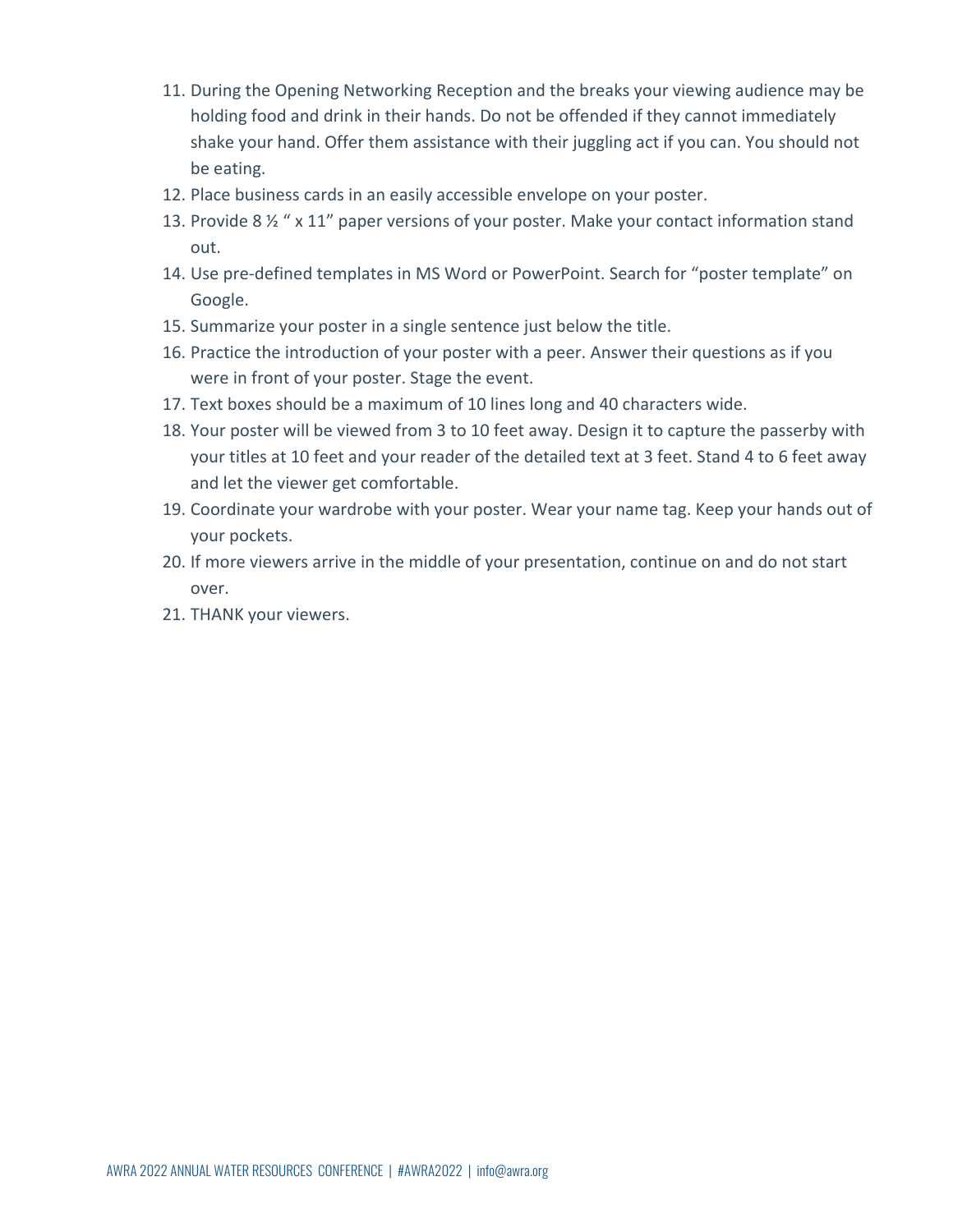11. During the Opening Networking Reception and the breaks your viewing audience may be holding food and drink in their hands. Do not be offended if they cannot immediately shake your hand. Offer them assistance with their juggling act if you can. You should not be eating.
12. Place business cards in an easily accessible envelope on your poster.
13. Provide 8 ½ " x 11" paper versions of your poster. Make your contact information stand out.
14. Use pre-defined templates in MS Word or PowerPoint. Search for "poster template" on Google.
15. Summarize your poster in a single sentence just below the title.
16. Practice the introduction of your poster with a peer. Answer their questions as if you were in front of your poster. Stage the event.
17. Text boxes should be a maximum of 10 lines long and 40 characters wide.
18. Your poster will be viewed from 3 to 10 feet away. Design it to capture the passerby with your titles at 10 feet and your reader of the detailed text at 3 feet. Stand 4 to 6 feet away and let the viewer get comfortable.
19. Coordinate your wardrobe with your poster. Wear your name tag. Keep your hands out of your pockets.
20. If more viewers arrive in the middle of your presentation, continue on and do not start over.
21. THANK your viewers.